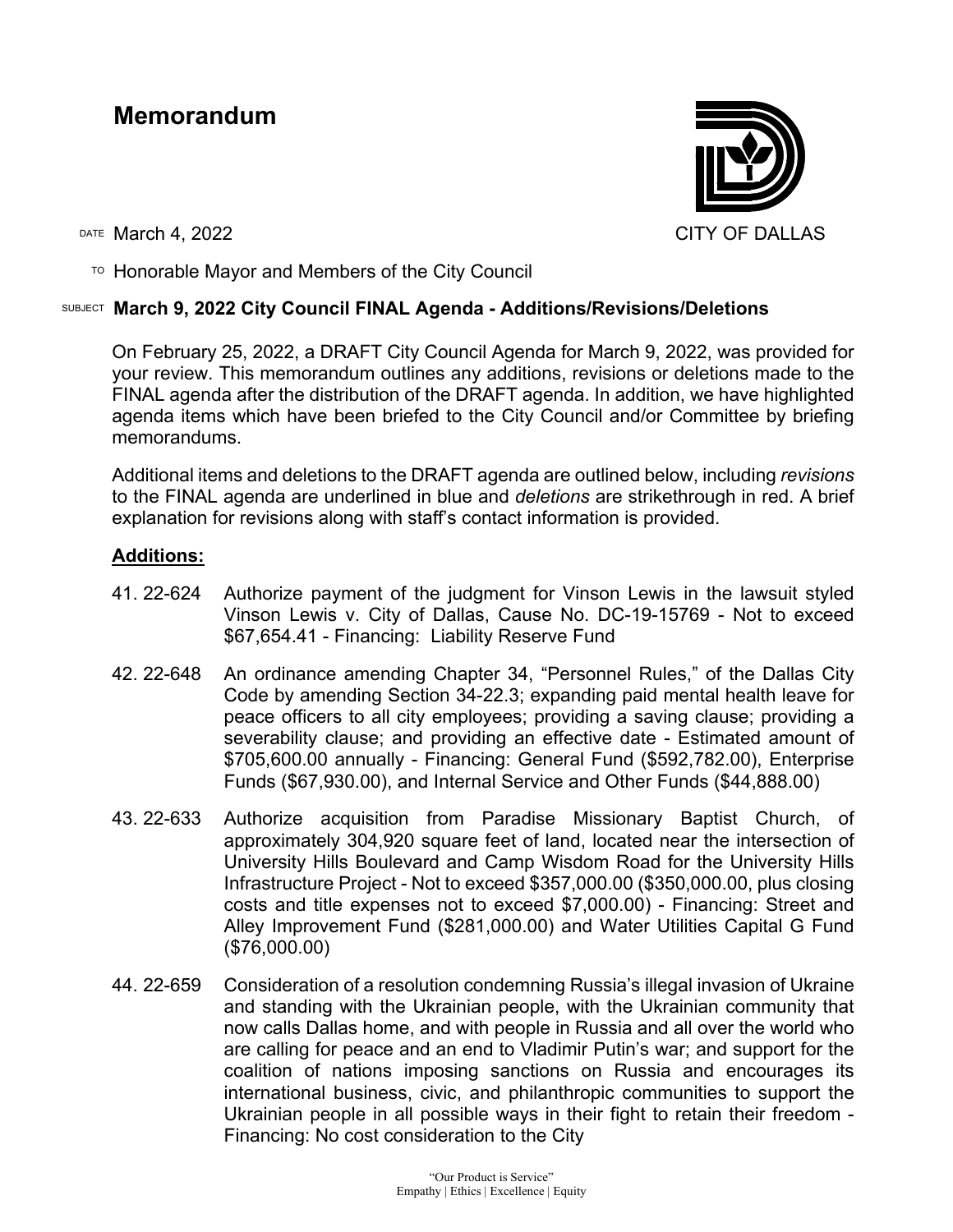# Memorandum

CITY OF DALLAS

DATE March 4, 2022

TO Honorable Mayor and Members of the City Council

SUBJECT **March 9, 2022 City Council FINAL Agenda - Additions/Revisions/Deletions**

On February 25, 2022, a DRAFT City Council Agenda for March 9, 2022, was provided for your review. This memorandum outlines any additions, revisions or deletions made to the FINAL agenda after the distribution of the DRAFT agenda. In addition, we have highlighted agenda items which have been briefed to the City Council and/or Committee by briefing memorandums.

Additional items and deletions to the DRAFT agenda are outlined below, including *revisions* to the FINAL agenda are underlined in blue and *deletions* are strikethrough in red. A brief explanation for revisions along with staff's contact information is provided.

**Additions:**

41. 22-624 Authorize payment of the judgment for Vinson Lewis in the lawsuit styled Vinson Lewis v. City of Dallas, Cause No. DC-19-15769 - Not to exceed $67,654.41 - Financing: Liability Reserve Fund

42. 22-648 An ordinance amending Chapter 34, "Personnel Rules," of the Dallas City Code by amending Section 34-22.3; expanding paid mental health leave for peace officers to all city employees; providing a saving clause; providing a severability clause; and providing an effective date - Estimated amount of $705,600.00 annually - Financing: General Fund ($592,782.00), Enterprise Funds ($67,930.00), and Internal Service and Other Funds ($44,888.00)

43. 22-633 Authorize acquisition from Paradise Missionary Baptist Church, of approximately 304,920 square feet of land, located near the intersection of University Hills Boulevard and Camp Wisdom Road for the University Hills Infrastructure Project - Not to exceed $357,000.00 ($350,000.00, plus closing costs and title expenses not to exceed $7,000.00) - Financing: Street and Alley Improvement Fund ($281,000.00) and Water Utilities Capital G Fund ($76,000.00)

44. 22-659 Consideration of a resolution condemning Russia's illegal invasion of Ukraine and standing with the Ukrainian people, with the Ukrainian community that now calls Dallas home, and with people in Russia and all over the world who are calling for peace and an end to Vladimir Putin's war; and support for the coalition of nations imposing sanctions on Russia and encourages its international business, civic, and philanthropic communities to support the Ukrainian people in all possible ways in their fight to retain their freedom - Financing: No cost consideration to the City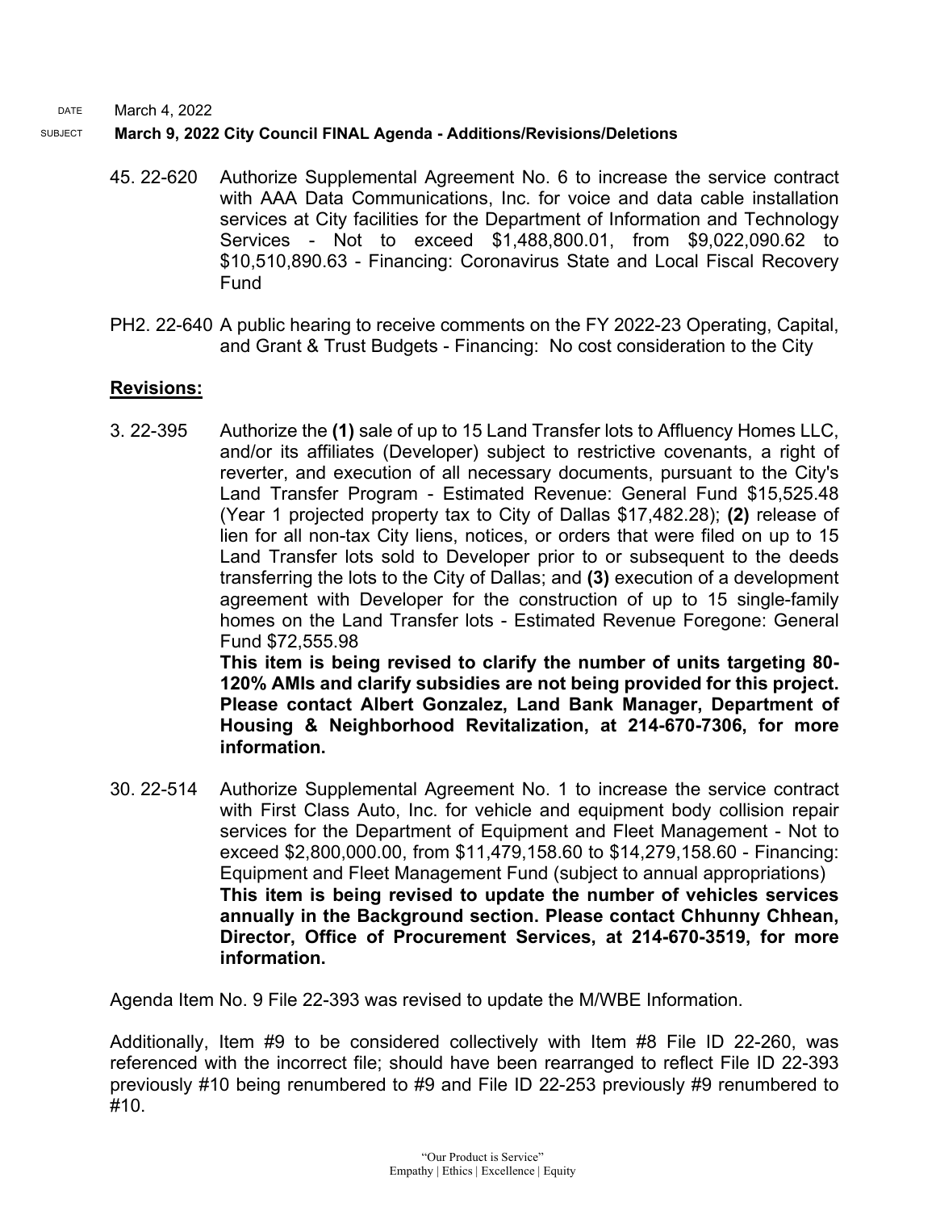DATE March 4, 2022

SUBJECT **March 9, 2022 City Council FINAL Agenda - Additions/Revisions/Deletions**

45. 22-620 Authorize Supplemental Agreement No. 6 to increase the service contract with AAA Data Communications, Inc. for voice and data cable installation services at City facilities for the Department of Information and Technology Services - Not to exceed $1,488,800.01, from $9,022,090.62 to $10,510,890.63 - Financing: Coronavirus State and Local Fiscal Recovery Fund

PH2. 22-640 A public hearing to receive comments on the FY 2022-23 Operating, Capital, and Grant & Trust Budgets - Financing: No cost consideration to the City

**Revisions:**

3. 22-395 Authorize the **(1)** sale of up to 15 Land Transfer lots to Affluency Homes LLC, and/or its affiliates (Developer) subject to restrictive covenants, a right of reverter, and execution of all necessary documents, pursuant to the City's Land Transfer Program - Estimated Revenue: General Fund $15,525.48 (Year 1 projected property tax to City of Dallas $17,482.28); **(2)** release of lien for all non-tax City liens, notices, or orders that were filed on up to 15 Land Transfer lots sold to Developer prior to or subsequent to the deeds transferring the lots to the City of Dallas; and **(3)** execution of a development agreement with Developer for the construction of up to 15 single-family homes on the Land Transfer lots - Estimated Revenue Foregone: General Fund $72,555.98
**This item is being revised to clarify the number of units targeting 80-120% AMIs and clarify subsidies are not being provided for this project. Please contact Albert Gonzalez, Land Bank Manager, Department of Housing & Neighborhood Revitalization, at 214-670-7306, for more information.**

30. 22-514 Authorize Supplemental Agreement No. 1 to increase the service contract with First Class Auto, Inc. for vehicle and equipment body collision repair services for the Department of Equipment and Fleet Management - Not to exceed $2,800,000.00, from $11,479,158.60 to $14,279,158.60 - Financing: Equipment and Fleet Management Fund (subject to annual appropriations)
**This item is being revised to update the number of vehicles services annually in the Background section. Please contact Chhunny Chhean, Director, Office of Procurement Services, at 214-670-3519, for more information.**

Agenda Item No. 9 File 22-393 was revised to update the M/WBE Information.

Additionally, Item #9 to be considered collectively with Item #8 File ID 22-260, was referenced with the incorrect file; should have been rearranged to reflect File ID 22-393 previously #10 being renumbered to #9 and File ID 22-253 previously #9 renumbered to #10.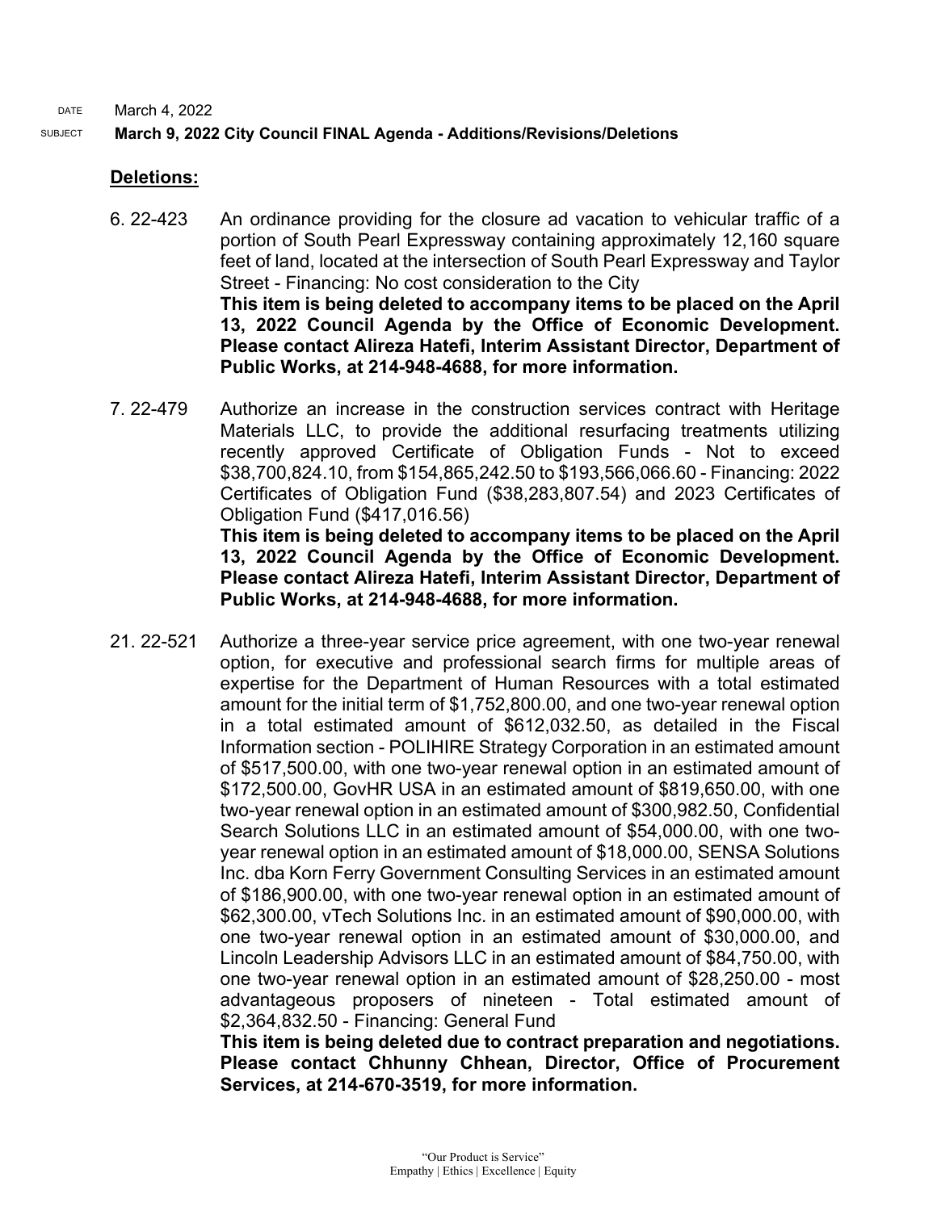DATE March 4, 2022

SUBJECT **March 9, 2022 City Council FINAL Agenda - Additions/Revisions/Deletions**

**Deletions:**

6. 22-423 An ordinance providing for the closure ad vacation to vehicular traffic of a portion of South Pearl Expressway containing approximately 12,160 square feet of land, located at the intersection of South Pearl Expressway and Taylor Street - Financing: No cost consideration to the City
**This item is being deleted to accompany items to be placed on the April 13, 2022 Council Agenda by the Office of Economic Development. Please contact Alireza Hatefi, Interim Assistant Director, Department of Public Works, at 214-948-4688, for more information.**

7. 22-479 Authorize an increase in the construction services contract with Heritage Materials LLC, to provide the additional resurfacing treatments utilizing recently approved Certificate of Obligation Funds - Not to exceed $38,700,824.10, from $154,865,242.50 to $193,566,066.60 - Financing: 2022 Certificates of Obligation Fund ($38,283,807.54) and 2023 Certificates of Obligation Fund ($417,016.56)
**This item is being deleted to accompany items to be placed on the April 13, 2022 Council Agenda by the Office of Economic Development. Please contact Alireza Hatefi, Interim Assistant Director, Department of Public Works, at 214-948-4688, for more information.**

21. 22-521 Authorize a three-year service price agreement, with one two-year renewal option, for executive and professional search firms for multiple areas of expertise for the Department of Human Resources with a total estimated amount for the initial term of $1,752,800.00, and one two-year renewal option in a total estimated amount of $612,032.50, as detailed in the Fiscal Information section - POLIHIRE Strategy Corporation in an estimated amount of $517,500.00, with one two-year renewal option in an estimated amount of $172,500.00, GovHR USA in an estimated amount of $819,650.00, with one two-year renewal option in an estimated amount of $300,982.50, Confidential Search Solutions LLC in an estimated amount of $54,000.00, with one two-year renewal option in an estimated amount of $18,000.00, SENSA Solutions Inc. dba Korn Ferry Government Consulting Services in an estimated amount of $186,900.00, with one two-year renewal option in an estimated amount of $62,300.00, vTech Solutions Inc. in an estimated amount of $90,000.00, with one two-year renewal option in an estimated amount of $30,000.00, and Lincoln Leadership Advisors LLC in an estimated amount of $84,750.00, with one two-year renewal option in an estimated amount of $28,250.00 - most advantageous proposers of nineteen - Total estimated amount of $2,364,832.50 - Financing: General Fund
**This item is being deleted due to contract preparation and negotiations. Please contact Chhunny Chhean, Director, Office of Procurement Services, at 214-670-3519, for more information.**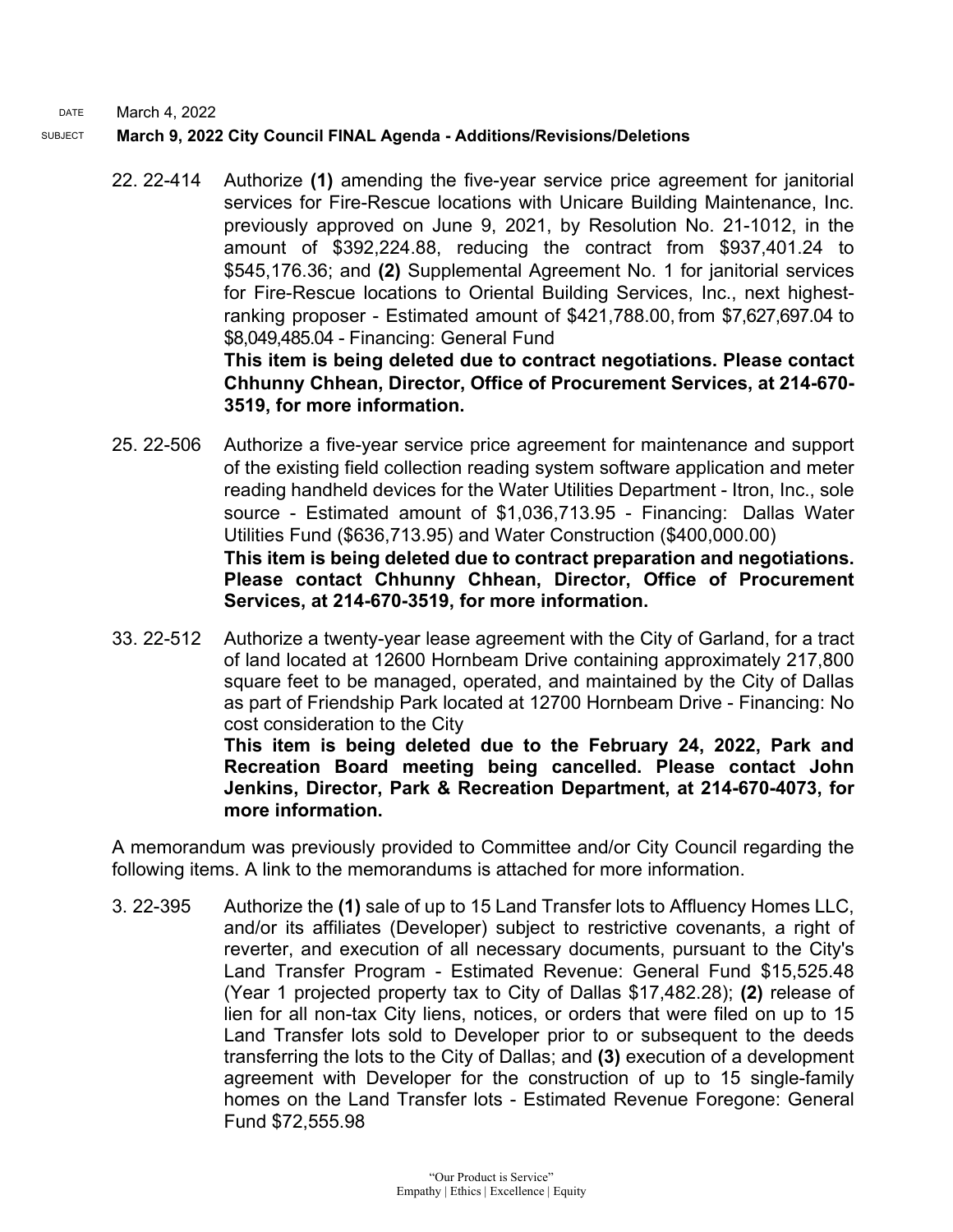DATE March 4, 2022

SUBJECT **March 9, 2022 City Council FINAL Agenda - Additions/Revisions/Deletions**

22. 22-414 Authorize **(1)** amending the five-year service price agreement for janitorial services for Fire-Rescue locations with Unicare Building Maintenance, Inc. previously approved on June 9, 2021, by Resolution No. 21-1012, in the amount of $392,224.88, reducing the contract from $937,401.24 to $545,176.36; and **(2)** Supplemental Agreement No. 1 for janitorial services for Fire-Rescue locations to Oriental Building Services, Inc., next highest-ranking proposer - Estimated amount of $421,788.00, from $7,627,697.04 to $8,049,485.04 - Financing: General Fund
**This item is being deleted due to contract negotiations. Please contact Chhunny Chhean, Director, Office of Procurement Services, at 214-670-3519, for more information.**

25. 22-506 Authorize a five-year service price agreement for maintenance and support of the existing field collection reading system software application and meter reading handheld devices for the Water Utilities Department - Itron, Inc., sole source - Estimated amount of $1,036,713.95 - Financing: Dallas Water Utilities Fund ($636,713.95) and Water Construction ($400,000.00)
**This item is being deleted due to contract preparation and negotiations. Please contact Chhunny Chhean, Director, Office of Procurement Services, at 214-670-3519, for more information.**

33. 22-512 Authorize a twenty-year lease agreement with the City of Garland, for a tract of land located at 12600 Hornbeam Drive containing approximately 217,800 square feet to be managed, operated, and maintained by the City of Dallas as part of Friendship Park located at 12700 Hornbeam Drive - Financing: No cost consideration to the City
**This item is being deleted due to the February 24, 2022, Park and Recreation Board meeting being cancelled. Please contact John Jenkins, Director, Park & Recreation Department, at 214-670-4073, for more information.**

A memorandum was previously provided to Committee and/or City Council regarding the following items. A link to the memorandums is attached for more information.

3. 22-395 Authorize the **(1)** sale of up to 15 Land Transfer lots to Affluency Homes LLC, and/or its affiliates (Developer) subject to restrictive covenants, a right of reverter, and execution of all necessary documents, pursuant to the City's Land Transfer Program - Estimated Revenue: General Fund $15,525.48 (Year 1 projected property tax to City of Dallas $17,482.28); **(2)** release of lien for all non-tax City liens, notices, or orders that were filed on up to 15 Land Transfer lots sold to Developer prior to or subsequent to the deeds transferring the lots to the City of Dallas; and **(3)** execution of a development agreement with Developer for the construction of up to 15 single-family homes on the Land Transfer lots - Estimated Revenue Foregone: General Fund $72,555.98

"Our Product is Service"
Empathy | Ethics | Excellence | Equity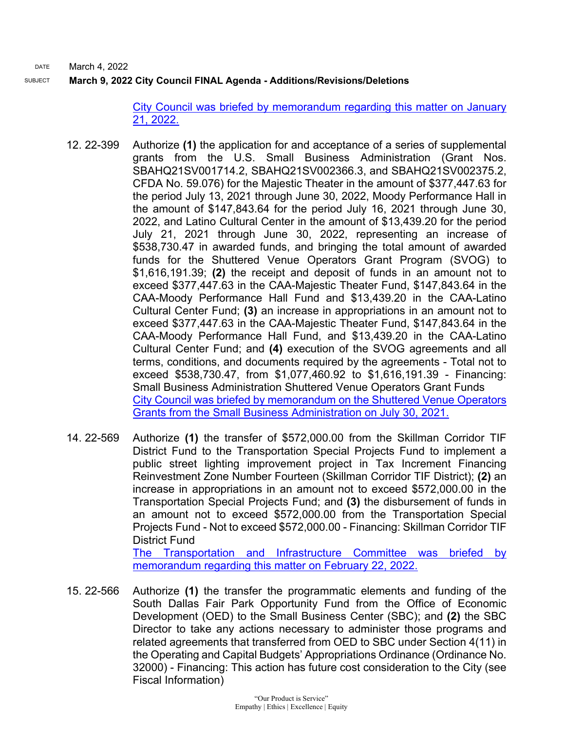DATE March 4, 2022

SUBJECT **March 9, 2022 City Council FINAL Agenda - Additions/Revisions/Deletions**

City Council was briefed by memorandum regarding this matter on January 21, 2022.

12. 22-399 Authorize **(1)** the application for and acceptance of a series of supplemental grants from the U.S. Small Business Administration (Grant Nos. SBAHQ21SV001714.2, SBAHQ21SV002366.3, and SBAHQ21SV002375.2, CFDA No. 59.076) for the Majestic Theater in the amount of $377,447.63 for the period July 13, 2021 through June 30, 2022, Moody Performance Hall in the amount of $147,843.64 for the period July 16, 2021 through June 30, 2022, and Latino Cultural Center in the amount of $13,439.20 for the period July 21, 2021 through June 30, 2022, representing an increase of $538,730.47 in awarded funds, and bringing the total amount of awarded funds for the Shuttered Venue Operators Grant Program (SVOG) to $1,616,191.39; **(2)** the receipt and deposit of funds in an amount not to exceed $377,447.63 in the CAA-Majestic Theater Fund, $147,843.64 in the CAA-Moody Performance Hall Fund and $13,439.20 in the CAA-Latino Cultural Center Fund; **(3)** an increase in appropriations in an amount not to exceed $377,447.63 in the CAA-Majestic Theater Fund, $147,843.64 in the CAA-Moody Performance Hall Fund, and $13,439.20 in the CAA-Latino Cultural Center Fund; and **(4)** execution of the SVOG agreements and all terms, conditions, and documents required by the agreements - Total not to exceed $538,730.47, from $1,077,460.92 to $1,616,191.39 - Financing: Small Business Administration Shuttered Venue Operators Grant Funds
City Council was briefed by memorandum on the Shuttered Venue Operators Grants from the Small Business Administration on July 30, 2021.

14. 22-569 Authorize **(1)** the transfer of $572,000.00 from the Skillman Corridor TIF District Fund to the Transportation Special Projects Fund to implement a public street lighting improvement project in Tax Increment Financing Reinvestment Zone Number Fourteen (Skillman Corridor TIF District); **(2)** an increase in appropriations in an amount not to exceed $572,000.00 in the Transportation Special Projects Fund; and **(3)** the disbursement of funds in an amount not to exceed $572,000.00 from the Transportation Special Projects Fund - Not to exceed $572,000.00 - Financing: Skillman Corridor TIF District Fund
The Transportation and Infrastructure Committee was briefed by memorandum regarding this matter on February 22, 2022.

15. 22-566 Authorize **(1)** the transfer the programmatic elements and funding of the South Dallas Fair Park Opportunity Fund from the Office of Economic Development (OED) to the Small Business Center (SBC); and **(2)** the SBC Director to take any actions necessary to administer those programs and related agreements that transferred from OED to SBC under Section 4(11) in the Operating and Capital Budgets' Appropriations Ordinance (Ordinance No. 32000) - Financing: This action has future cost consideration to the City (see Fiscal Information)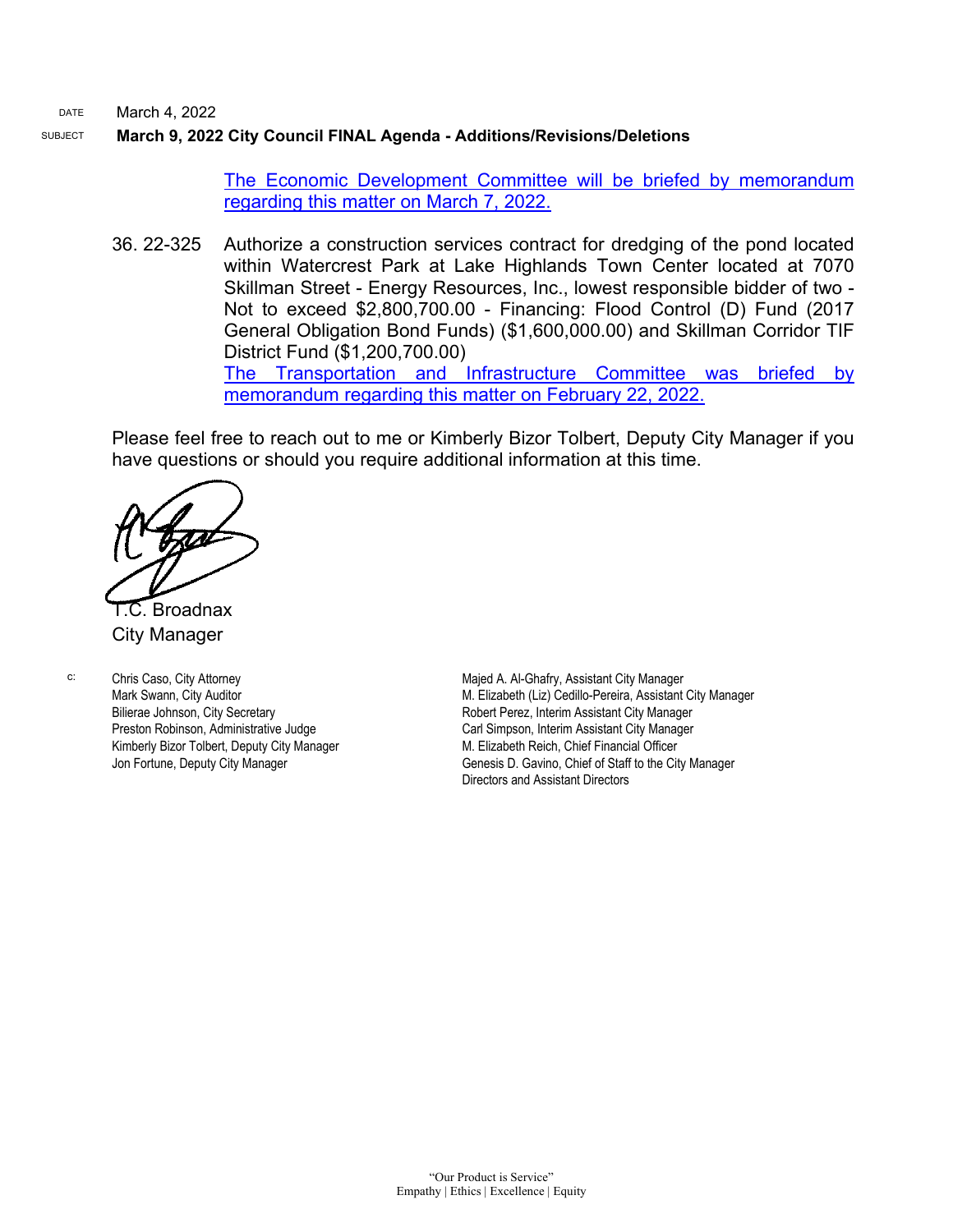DATE March 4, 2022

SUBJECT **March 9, 2022 City Council FINAL Agenda - Additions/Revisions/Deletions**

The Economic Development Committee will be briefed by memorandum regarding this matter on March 7, 2022.

36. 22-325 Authorize a construction services contract for dredging of the pond located within Watercrest Park at Lake Highlands Town Center located at 7070 Skillman Street - Energy Resources, Inc., lowest responsible bidder of two - Not to exceed $2,800,700.00 - Financing: Flood Control (D) Fund (2017 General Obligation Bond Funds) ($1,600,000.00) and Skillman Corridor TIF District Fund ($1,200,700.00)
The Transportation and Infrastructure Committee was briefed by memorandum regarding this matter on February 22, 2022.

Please feel free to reach out to me or Kimberly Bizor Tolbert, Deputy City Manager if you have questions or should you require additional information at this time.

T.C. Broadnax
City Manager

c:
Chris Caso, City Attorney
Mark Swann, City Auditor
Bilierae Johnson, City Secretary
Preston Robinson, Administrative Judge
Kimberly Bizor Tolbert, Deputy City Manager
Jon Fortune, Deputy City Manager
Majed A. Al-Ghafry, Assistant City Manager
M. Elizabeth (Liz) Cedillo-Pereira, Assistant City Manager
Robert Perez, Interim Assistant City Manager
Carl Simpson, Interim Assistant City Manager
M. Elizabeth Reich, Chief Financial Officer
Genesis D. Gavino, Chief of Staff to the City Manager
Directors and Assistant Directors

"Our Product is Service"
Empathy | Ethics | Excellence | Equity